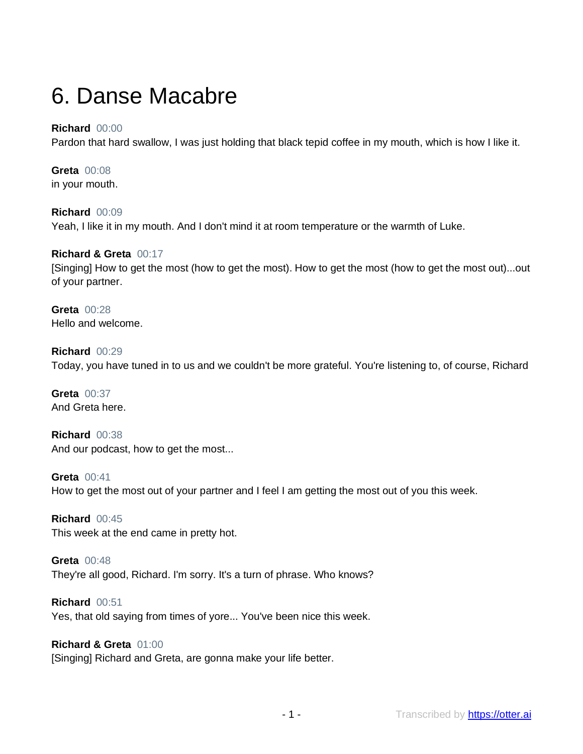# 6. Danse Macabre

**Richard** 00:00
Pardon that hard swallow, I was just holding that black tepid coffee in my mouth, which is how I like it.

**Greta** 00:08
in your mouth.

**Richard** 00:09
Yeah, I like it in my mouth. And I don't mind it at room temperature or the warmth of Luke.

**Richard & Greta** 00:17
[Singing] How to get the most (how to get the most). How to get the most (how to get the most out)...out of your partner.

**Greta** 00:28
Hello and welcome.

**Richard** 00:29
Today, you have tuned in to us and we couldn't be more grateful. You're listening to, of course, Richard

**Greta** 00:37
And Greta here.

**Richard** 00:38
And our podcast, how to get the most...

**Greta** 00:41
How to get the most out of your partner and I feel I am getting the most out of you this week.

**Richard** 00:45
This week at the end came in pretty hot.

**Greta** 00:48
They're all good, Richard. I'm sorry. It's a turn of phrase. Who knows?

**Richard** 00:51
Yes, that old saying from times of yore... You've been nice this week.

**Richard & Greta** 01:00
[Singing] Richard and Greta, are gonna make your life better.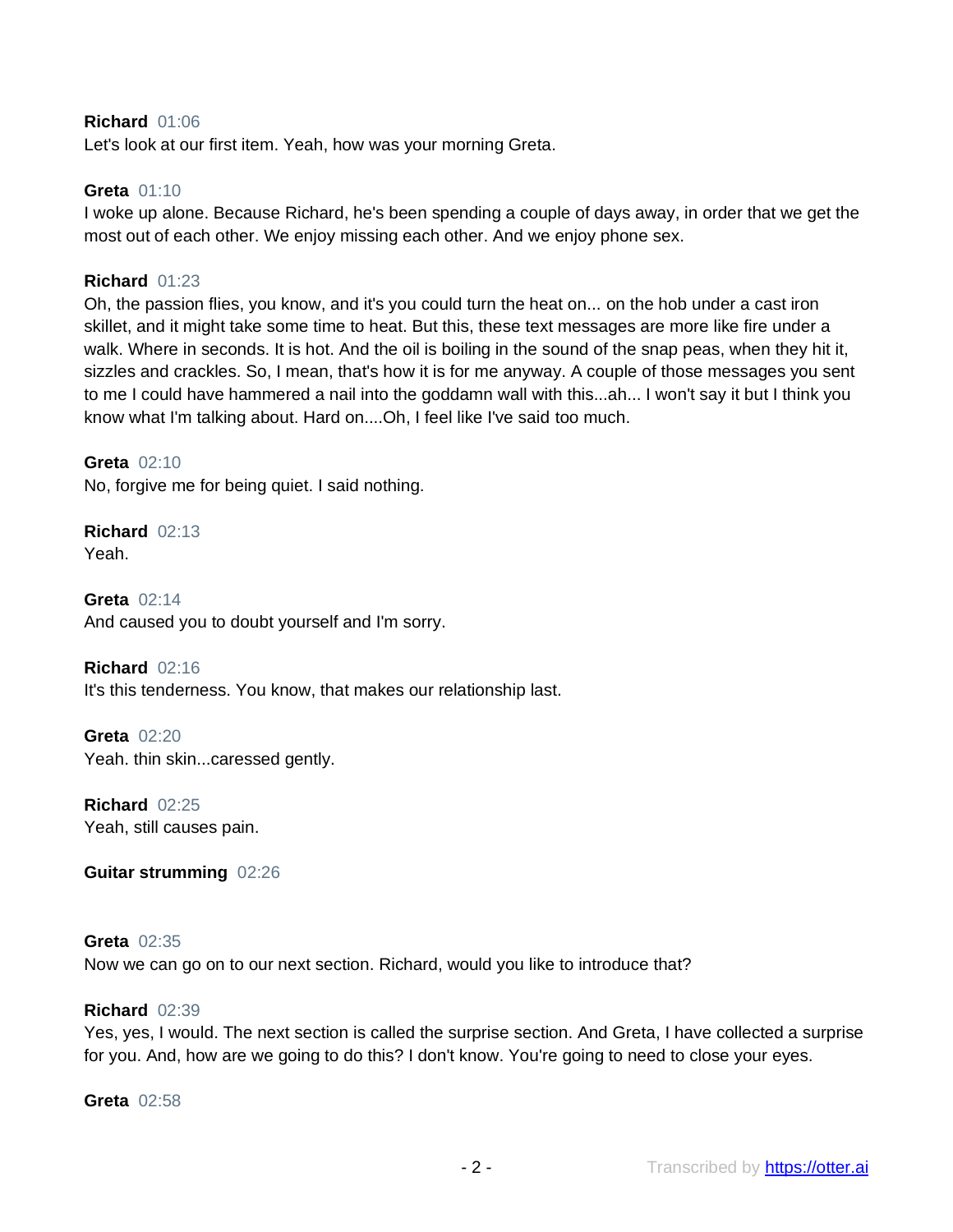**Richard** 01:06
Let's look at our first item. Yeah, how was your morning Greta.

**Greta** 01:10
I woke up alone. Because Richard, he's been spending a couple of days away, in order that we get the most out of each other. We enjoy missing each other. And we enjoy phone sex.

**Richard** 01:23
Oh, the passion flies, you know, and it's you could turn the heat on... on the hob under a cast iron skillet, and it might take some time to heat. But this, these text messages are more like fire under a walk. Where in seconds. It is hot. And the oil is boiling in the sound of the snap peas, when they hit it, sizzles and crackles. So, I mean, that's how it is for me anyway. A couple of those messages you sent to me I could have hammered a nail into the goddamn wall with this...ah... I won't say it but I think you know what I'm talking about. Hard on....Oh, I feel like I've said too much.

**Greta** 02:10
No, forgive me for being quiet. I said nothing.

**Richard** 02:13
Yeah.

**Greta** 02:14
And caused you to doubt yourself and I'm sorry.

**Richard** 02:16
It's this tenderness. You know, that makes our relationship last.

**Greta** 02:20
Yeah. thin skin...caressed gently.

**Richard** 02:25
Yeah, still causes pain.

**Guitar strumming** 02:26

**Greta** 02:35
Now we can go on to our next section. Richard, would you like to introduce that?

**Richard** 02:39
Yes, yes, I would. The next section is called the surprise section. And Greta, I have collected a surprise for you. And, how are we going to do this? I don't know. You're going to need to close your eyes.

**Greta** 02:58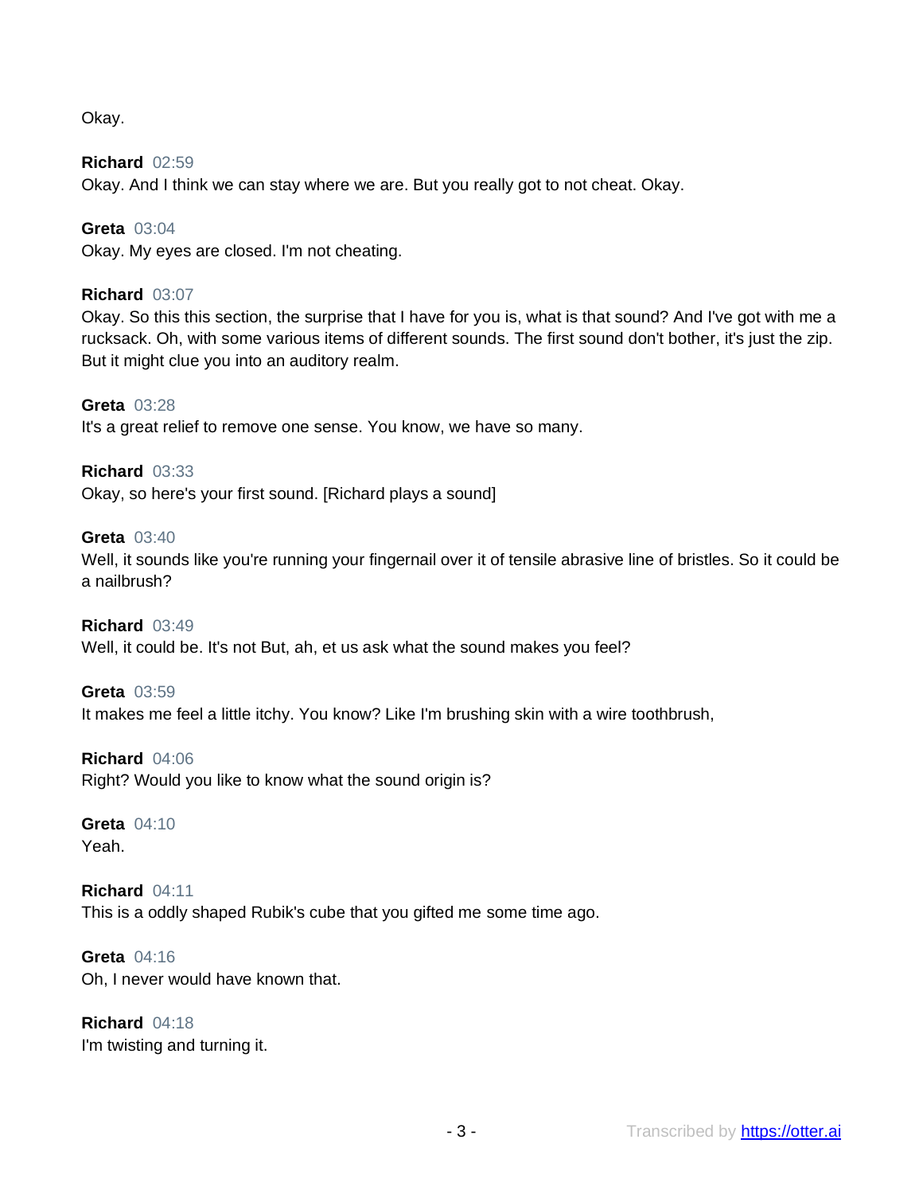Okay.

**Richard** 02:59
Okay. And I think we can stay where we are. But you really got to not cheat. Okay.

**Greta** 03:04
Okay. My eyes are closed. I'm not cheating.

**Richard** 03:07
Okay. So this this section, the surprise that I have for you is, what is that sound? And I've got with me a rucksack. Oh, with some various items of different sounds. The first sound don't bother, it's just the zip. But it might clue you into an auditory realm.

**Greta** 03:28
It's a great relief to remove one sense. You know, we have so many.

**Richard** 03:33
Okay, so here's your first sound. [Richard plays a sound]

**Greta** 03:40
Well, it sounds like you're running your fingernail over it of tensile abrasive line of bristles. So it could be a nailbrush?

**Richard** 03:49
Well, it could be. It's not But, ah, et us ask what the sound makes you feel?

**Greta** 03:59
It makes me feel a little itchy. You know? Like I'm brushing skin with a wire toothbrush,

**Richard** 04:06
Right? Would you like to know what the sound origin is?

**Greta** 04:10
Yeah.

**Richard** 04:11
This is a oddly shaped Rubik's cube that you gifted me some time ago.

**Greta** 04:16
Oh, I never would have known that.

**Richard** 04:18
I'm twisting and turning it.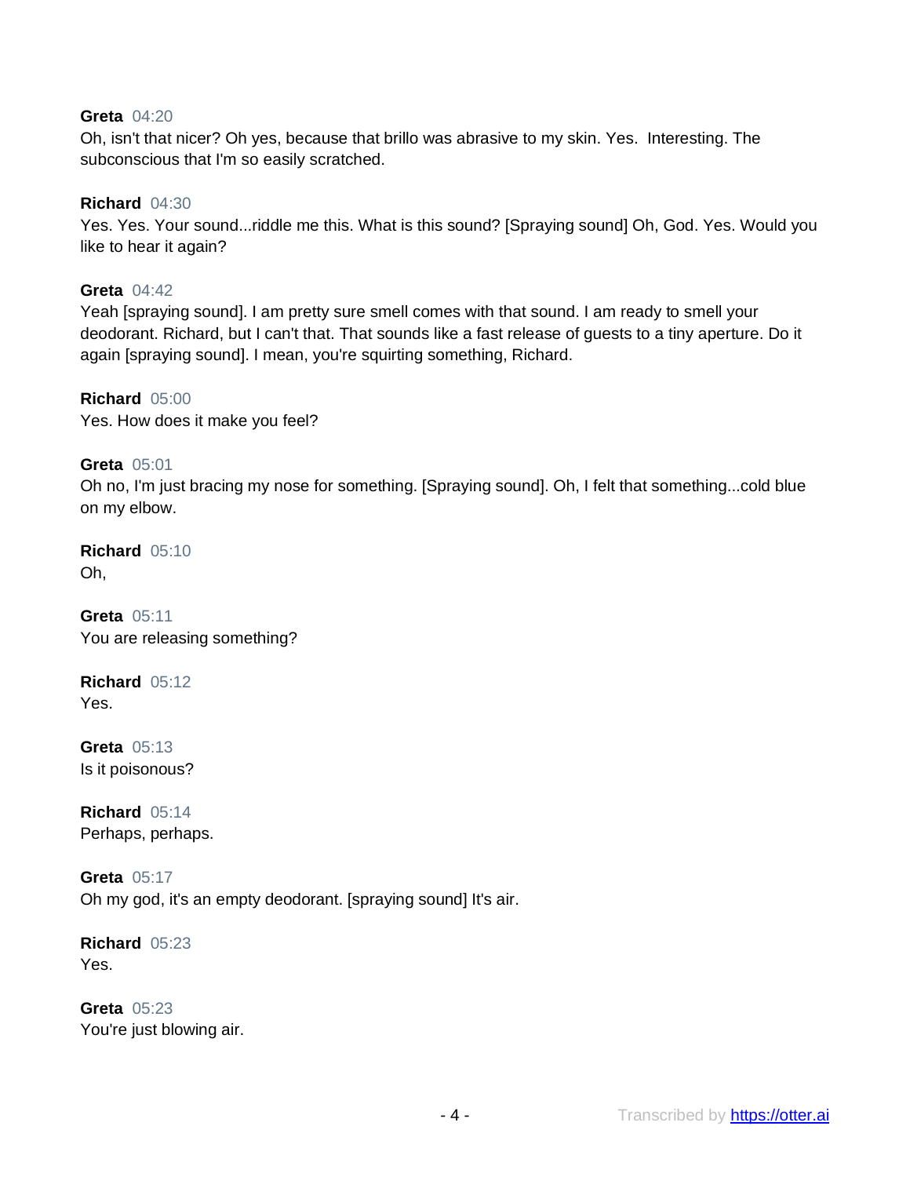**Greta** 04:20
Oh, isn't that nicer? Oh yes, because that brillo was abrasive to my skin. Yes. Interesting. The subconscious that I'm so easily scratched.

**Richard** 04:30
Yes. Yes. Your sound...riddle me this. What is this sound? [Spraying sound] Oh, God. Yes. Would you like to hear it again?

**Greta** 04:42
Yeah [spraying sound]. I am pretty sure smell comes with that sound. I am ready to smell your deodorant. Richard, but I can't that. That sounds like a fast release of guests to a tiny aperture. Do it again [spraying sound]. I mean, you're squirting something, Richard.

**Richard** 05:00
Yes. How does it make you feel?

**Greta** 05:01
Oh no, I'm just bracing my nose for something. [Spraying sound]. Oh, I felt that something...cold blue on my elbow.

**Richard** 05:10
Oh,

**Greta** 05:11
You are releasing something?

**Richard** 05:12
Yes.

**Greta** 05:13
Is it poisonous?

**Richard** 05:14
Perhaps, perhaps.

**Greta** 05:17
Oh my god, it's an empty deodorant. [spraying sound] It's air.

**Richard** 05:23
Yes.

**Greta** 05:23
You're just blowing air.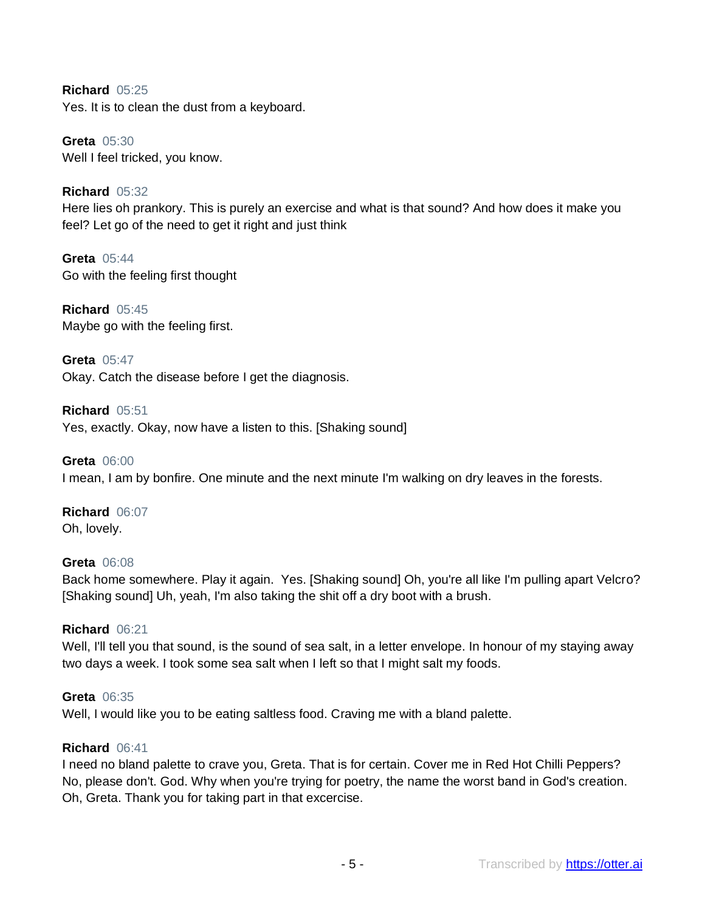**Richard** 05:25
Yes. It is to clean the dust from a keyboard.

**Greta** 05:30
Well I feel tricked, you know.

**Richard** 05:32
Here lies oh prankory. This is purely an exercise and what is that sound? And how does it make you feel? Let go of the need to get it right and just think

**Greta** 05:44
Go with the feeling first thought

**Richard** 05:45
Maybe go with the feeling first.

**Greta** 05:47
Okay. Catch the disease before I get the diagnosis.

**Richard** 05:51
Yes, exactly. Okay, now have a listen to this. [Shaking sound]

**Greta** 06:00
I mean, I am by bonfire. One minute and the next minute I'm walking on dry leaves in the forests.

**Richard** 06:07
Oh, lovely.

**Greta** 06:08
Back home somewhere. Play it again. Yes. [Shaking sound] Oh, you're all like I'm pulling apart Velcro? [Shaking sound] Uh, yeah, I'm also taking the shit off a dry boot with a brush.

**Richard** 06:21
Well, I'll tell you that sound, is the sound of sea salt, in a letter envelope. In honour of my staying away two days a week. I took some sea salt when I left so that I might salt my foods.

**Greta** 06:35
Well, I would like you to be eating saltless food. Craving me with a bland palette.

**Richard** 06:41
I need no bland palette to crave you, Greta. That is for certain. Cover me in Red Hot Chilli Peppers? No, please don't. God. Why when you're trying for poetry, the name the worst band in God's creation. Oh, Greta. Thank you for taking part in that excercise.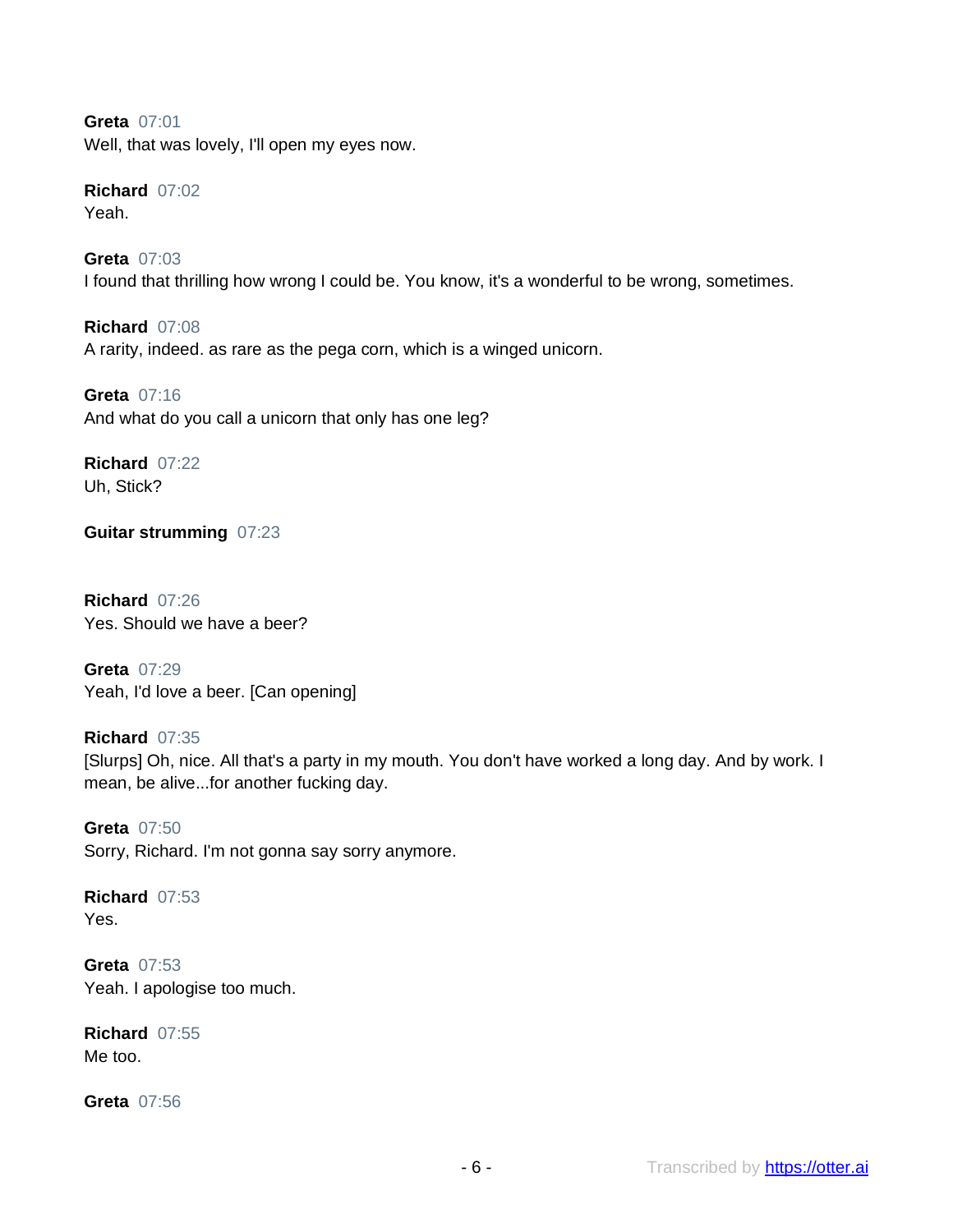**Greta** 07:01
Well, that was lovely, I'll open my eyes now.

**Richard** 07:02
Yeah.

**Greta** 07:03
I found that thrilling how wrong I could be. You know, it's a wonderful to be wrong, sometimes.

**Richard** 07:08
A rarity, indeed. as rare as the pega corn, which is a winged unicorn.

**Greta** 07:16
And what do you call a unicorn that only has one leg?

**Richard** 07:22
Uh, Stick?

**Guitar strumming** 07:23

**Richard** 07:26
Yes. Should we have a beer?

**Greta** 07:29
Yeah, I'd love a beer. [Can opening]

**Richard** 07:35
[Slurps] Oh, nice. All that's a party in my mouth. You don't have worked a long day. And by work. I mean, be alive...for another fucking day.

**Greta** 07:50
Sorry, Richard. I'm not gonna say sorry anymore.

**Richard** 07:53
Yes.

**Greta** 07:53
Yeah. I apologise too much.

**Richard** 07:55
Me too.

**Greta** 07:56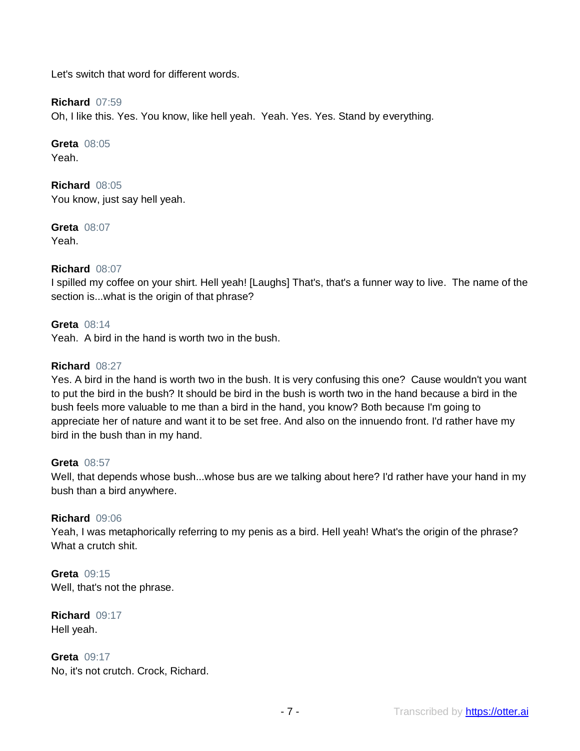Let's switch that word for different words.

**Richard** 07:59
Oh, I like this. Yes. You know, like hell yeah.  Yeah. Yes. Yes. Stand by everything.

**Greta** 08:05
Yeah.

**Richard** 08:05
You know, just say hell yeah.

**Greta** 08:07
Yeah.

**Richard** 08:07
I spilled my coffee on your shirt. Hell yeah! [Laughs] That's, that's a funner way to live.  The name of the section is...what is the origin of that phrase?

**Greta** 08:14
Yeah.  A bird in the hand is worth two in the bush.

**Richard** 08:27
Yes. A bird in the hand is worth two in the bush. It is very confusing this one?  Cause wouldn't you want to put the bird in the bush? It should be bird in the bush is worth two in the hand because a bird in the bush feels more valuable to me than a bird in the hand, you know? Both because I'm going to appreciate her of nature and want it to be set free. And also on the innuendo front. I'd rather have my bird in the bush than in my hand.

**Greta** 08:57
Well, that depends whose bush...whose bus are we talking about here? I'd rather have your hand in my bush than a bird anywhere.

**Richard** 09:06
Yeah, I was metaphorically referring to my penis as a bird. Hell yeah! What's the origin of the phrase? What a crutch shit.

**Greta** 09:15
Well, that's not the phrase.

**Richard** 09:17
Hell yeah.

**Greta** 09:17
No, it's not crutch. Crock, Richard.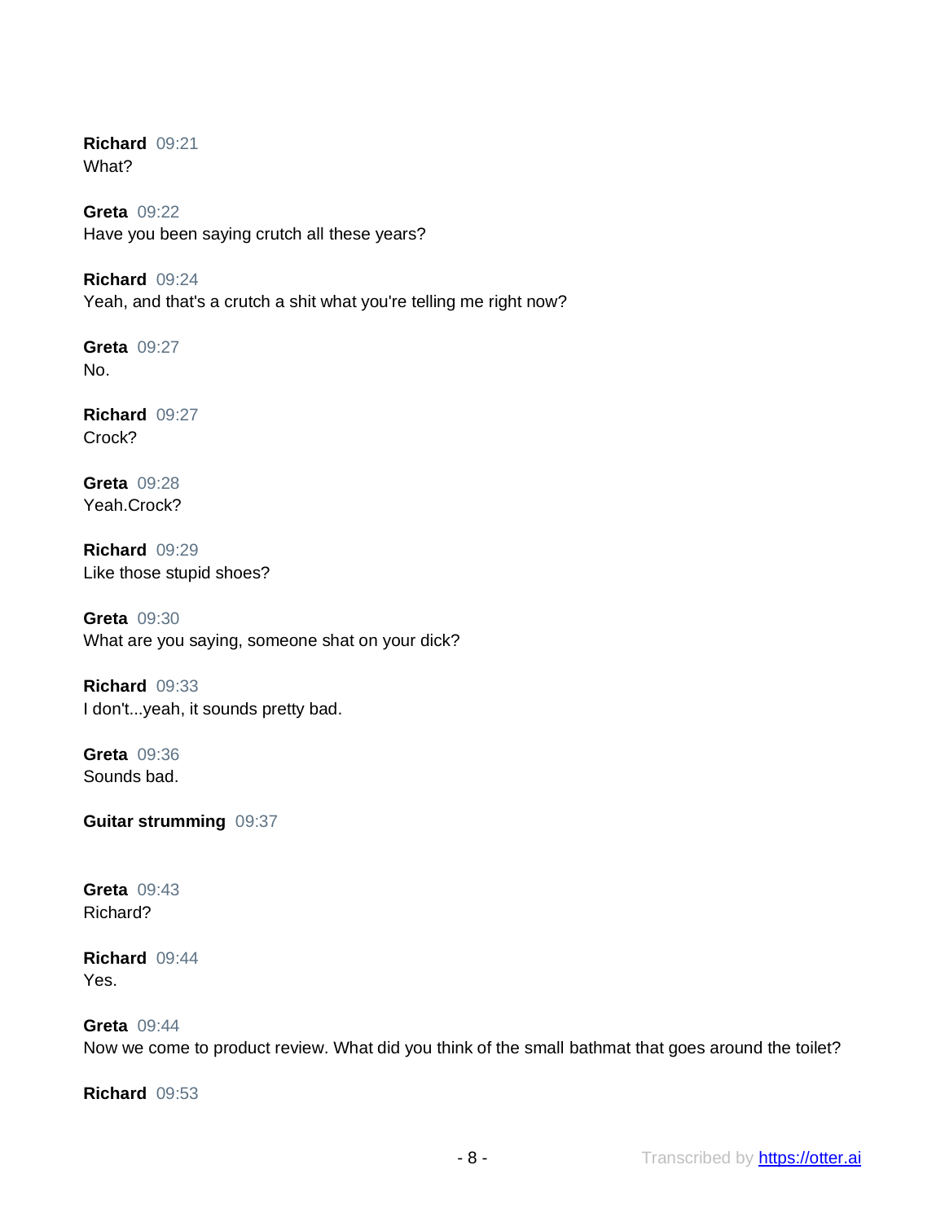**Richard** 09:21
What?

**Greta** 09:22
Have you been saying crutch all these years?

**Richard** 09:24
Yeah, and that's a crutch a shit what you're telling me right now?

**Greta** 09:27
No.

**Richard** 09:27
Crock?

**Greta** 09:28
Yeah.Crock?

**Richard** 09:29
Like those stupid shoes?

**Greta** 09:30
What are you saying, someone shat on your dick?

**Richard** 09:33
I don't...yeah, it sounds pretty bad.

**Greta** 09:36
Sounds bad.

**Guitar strumming** 09:37

**Greta** 09:43
Richard?

**Richard** 09:44
Yes.

**Greta** 09:44
Now we come to product review. What did you think of the small bathmat that goes around the toilet?

**Richard** 09:53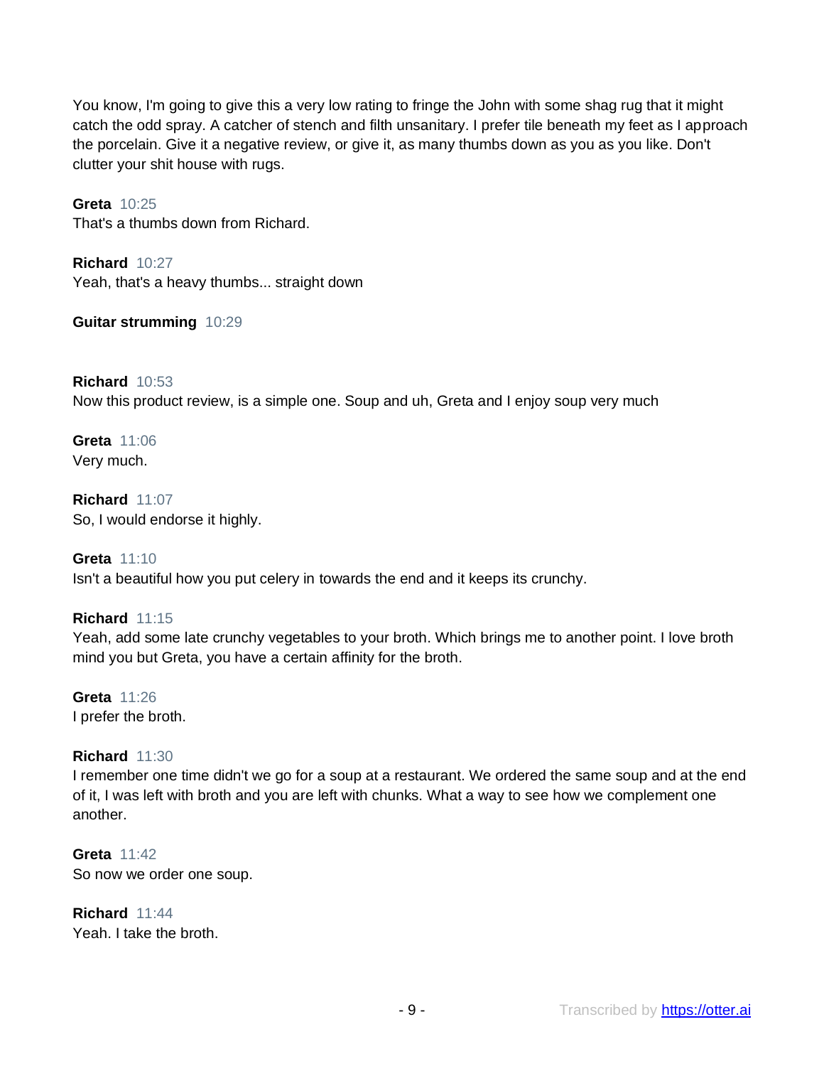You know, I'm going to give this a very low rating to fringe the John with some shag rug that it might catch the odd spray. A catcher of stench and filth unsanitary. I prefer tile beneath my feet as I approach the porcelain. Give it a negative review, or give it, as many thumbs down as you as you like. Don't clutter your shit house with rugs.

**Greta** 10:25
That's a thumbs down from Richard.

**Richard** 10:27
Yeah, that's a heavy thumbs... straight down

**Guitar strumming** 10:29

**Richard** 10:53
Now this product review, is a simple one. Soup and uh, Greta and I enjoy soup very much

**Greta** 11:06
Very much.

**Richard** 11:07
So, I would endorse it highly.

**Greta** 11:10
Isn't a beautiful how you put celery in towards the end and it keeps its crunchy.

**Richard** 11:15
Yeah, add some late crunchy vegetables to your broth. Which brings me to another point. I love broth mind you but Greta, you have a certain affinity for the broth.

**Greta** 11:26
I prefer the broth.

**Richard** 11:30
I remember one time didn't we go for a soup at a restaurant. We ordered the same soup and at the end of it, I was left with broth and you are left with chunks. What a way to see how we complement one another.

**Greta** 11:42
So now we order one soup.

**Richard** 11:44
Yeah. I take the broth.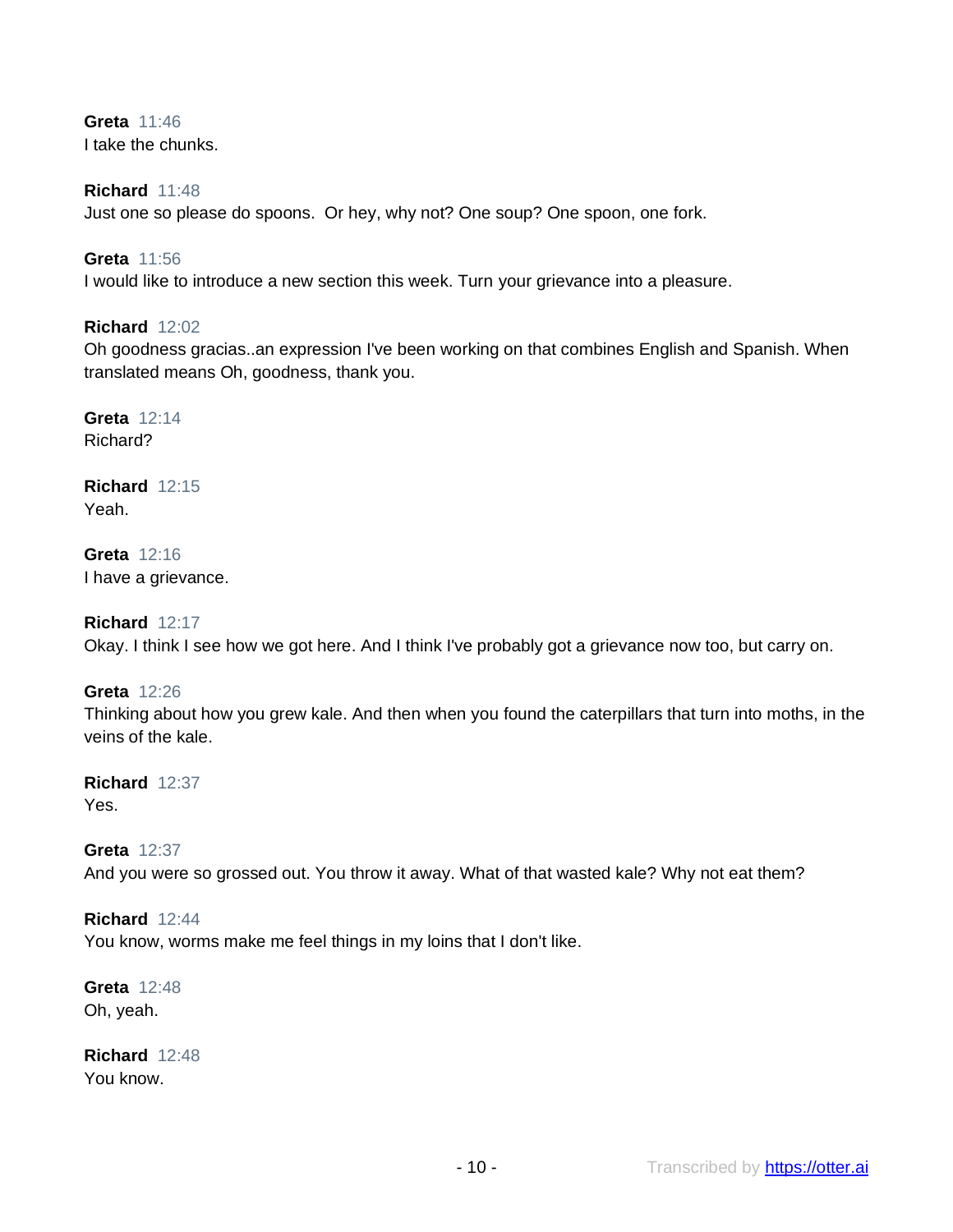**Greta** 11:46
I take the chunks.

**Richard** 11:48
Just one so please do spoons.  Or hey, why not? One soup? One spoon, one fork.

**Greta** 11:56
I would like to introduce a new section this week. Turn your grievance into a pleasure.

**Richard** 12:02
Oh goodness gracias..an expression I've been working on that combines English and Spanish. When translated means Oh, goodness, thank you.

**Greta** 12:14
Richard?

**Richard** 12:15
Yeah.

**Greta** 12:16
I have a grievance.

**Richard** 12:17
Okay. I think I see how we got here. And I think I've probably got a grievance now too, but carry on.

**Greta** 12:26
Thinking about how you grew kale. And then when you found the caterpillars that turn into moths, in the veins of the kale.

**Richard** 12:37
Yes.

**Greta** 12:37
And you were so grossed out. You throw it away. What of that wasted kale? Why not eat them?

**Richard** 12:44
You know, worms make me feel things in my loins that I don't like.

**Greta** 12:48
Oh, yeah.

**Richard** 12:48
You know.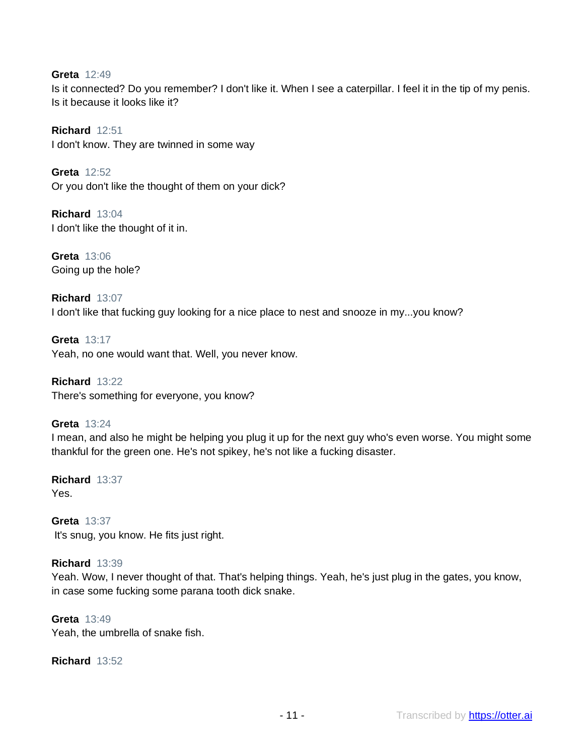**Greta** 12:49
Is it connected? Do you remember? I don't like it. When I see a caterpillar. I feel it in the tip of my penis. Is it because it looks like it?

**Richard** 12:51
I don't know. They are twinned in some way

**Greta** 12:52
Or you don't like the thought of them on your dick?

**Richard** 13:04
I don't like the thought of it in.

**Greta** 13:06
Going up the hole?

**Richard** 13:07
I don't like that fucking guy looking for a nice place to nest and snooze in my...you know?

**Greta** 13:17
Yeah, no one would want that. Well, you never know.

**Richard** 13:22
There's something for everyone, you know?

**Greta** 13:24
I mean, and also he might be helping you plug it up for the next guy who's even worse. You might some thankful for the green one. He's not spikey, he's not like a fucking disaster.

**Richard** 13:37
Yes.

**Greta** 13:37
It's snug, you know. He fits just right.

**Richard** 13:39
Yeah. Wow, I never thought of that. That's helping things. Yeah, he's just plug in the gates, you know, in case some fucking some parana tooth dick snake.

**Greta** 13:49
Yeah, the umbrella of snake fish.

**Richard** 13:52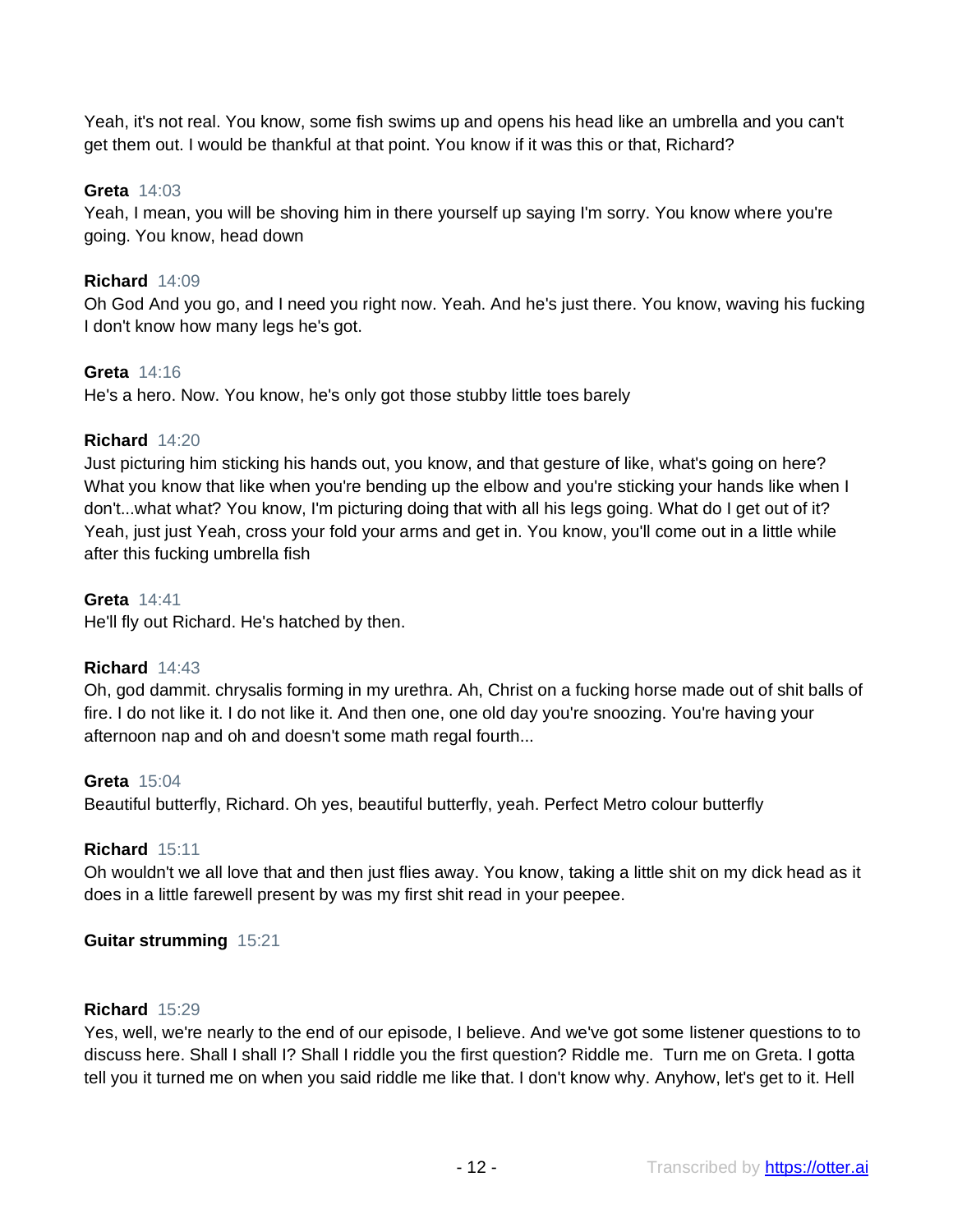Yeah, it's not real. You know, some fish swims up and opens his head like an umbrella and you can't get them out. I would be thankful at that point. You know if it was this or that, Richard?

**Greta** 14:03
Yeah, I mean, you will be shoving him in there yourself up saying I'm sorry. You know where you're going. You know, head down

**Richard** 14:09
Oh God And you go, and I need you right now. Yeah. And he's just there. You know, waving his fucking I don't know how many legs he's got.

**Greta** 14:16
He's a hero. Now. You know, he's only got those stubby little toes barely

**Richard** 14:20
Just picturing him sticking his hands out, you know, and that gesture of like, what's going on here? What you know that like when you're bending up the elbow and you're sticking your hands like when I don't...what what? You know, I'm picturing doing that with all his legs going. What do I get out of it? Yeah, just just Yeah, cross your fold your arms and get in. You know, you'll come out in a little while after this fucking umbrella fish

**Greta** 14:41
He'll fly out Richard. He's hatched by then.

**Richard** 14:43
Oh, god dammit. chrysalis forming in my urethra. Ah, Christ on a fucking horse made out of shit balls of fire. I do not like it. I do not like it. And then one, one old day you're snoozing. You're having your afternoon nap and oh and doesn't some math regal fourth...

**Greta** 15:04
Beautiful butterfly, Richard. Oh yes, beautiful butterfly, yeah. Perfect Metro colour butterfly

**Richard** 15:11
Oh wouldn't we all love that and then just flies away. You know, taking a little shit on my dick head as it does in a little farewell present by was my first shit read in your peepee.

**Guitar strumming** 15:21

**Richard** 15:29
Yes, well, we're nearly to the end of our episode, I believe. And we've got some listener questions to to discuss here. Shall I shall I? Shall I riddle you the first question? Riddle me. Turn me on Greta. I gotta tell you it turned me on when you said riddle me like that. I don't know why. Anyhow, let's get to it. Hell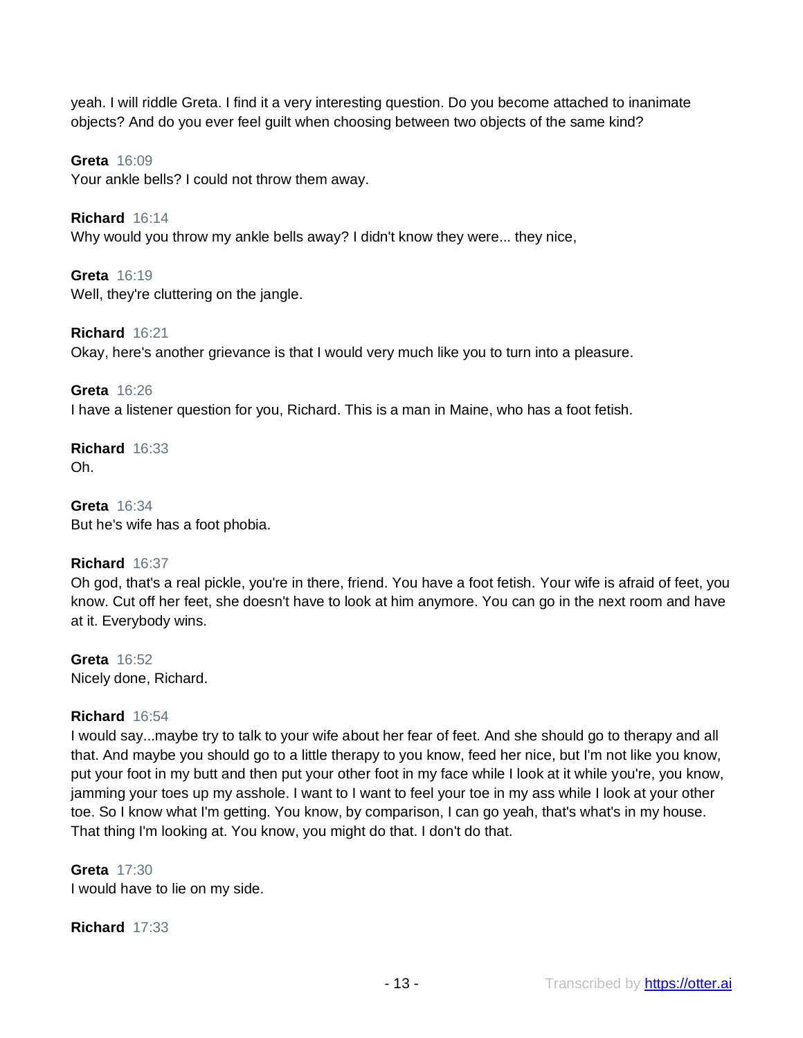yeah. I will riddle Greta. I find it a very interesting question. Do you become attached to inanimate objects? And do you ever feel guilt when choosing between two objects of the same kind?

**Greta** 16:09
Your ankle bells? I could not throw them away.

**Richard** 16:14
Why would you throw my ankle bells away? I didn't know they were... they nice,

**Greta** 16:19
Well, they're cluttering on the jangle.

**Richard** 16:21
Okay, here's another grievance is that I would very much like you to turn into a pleasure.

**Greta** 16:26
I have a listener question for you, Richard. This is a man in Maine, who has a foot fetish.

**Richard** 16:33
Oh.

**Greta** 16:34
But he's wife has a foot phobia.

**Richard** 16:37
Oh god, that's a real pickle, you're in there, friend. You have a foot fetish. Your wife is afraid of feet, you know. Cut off her feet, she doesn't have to look at him anymore. You can go in the next room and have at it. Everybody wins.

**Greta** 16:52
Nicely done, Richard.

**Richard** 16:54
I would say...maybe try to talk to your wife about her fear of feet. And she should go to therapy and all that. And maybe you should go to a little therapy to you know, feed her nice, but I'm not like you know, put your foot in my butt and then put your other foot in my face while I look at it while you're, you know, jamming your toes up my asshole. I want to I want to feel your toe in my ass while I look at your other toe. So I know what I'm getting. You know, by comparison, I can go yeah, that's what's in my house. That thing I'm looking at. You know, you might do that. I don't do that.

**Greta** 17:30
I would have to lie on my side.

**Richard** 17:33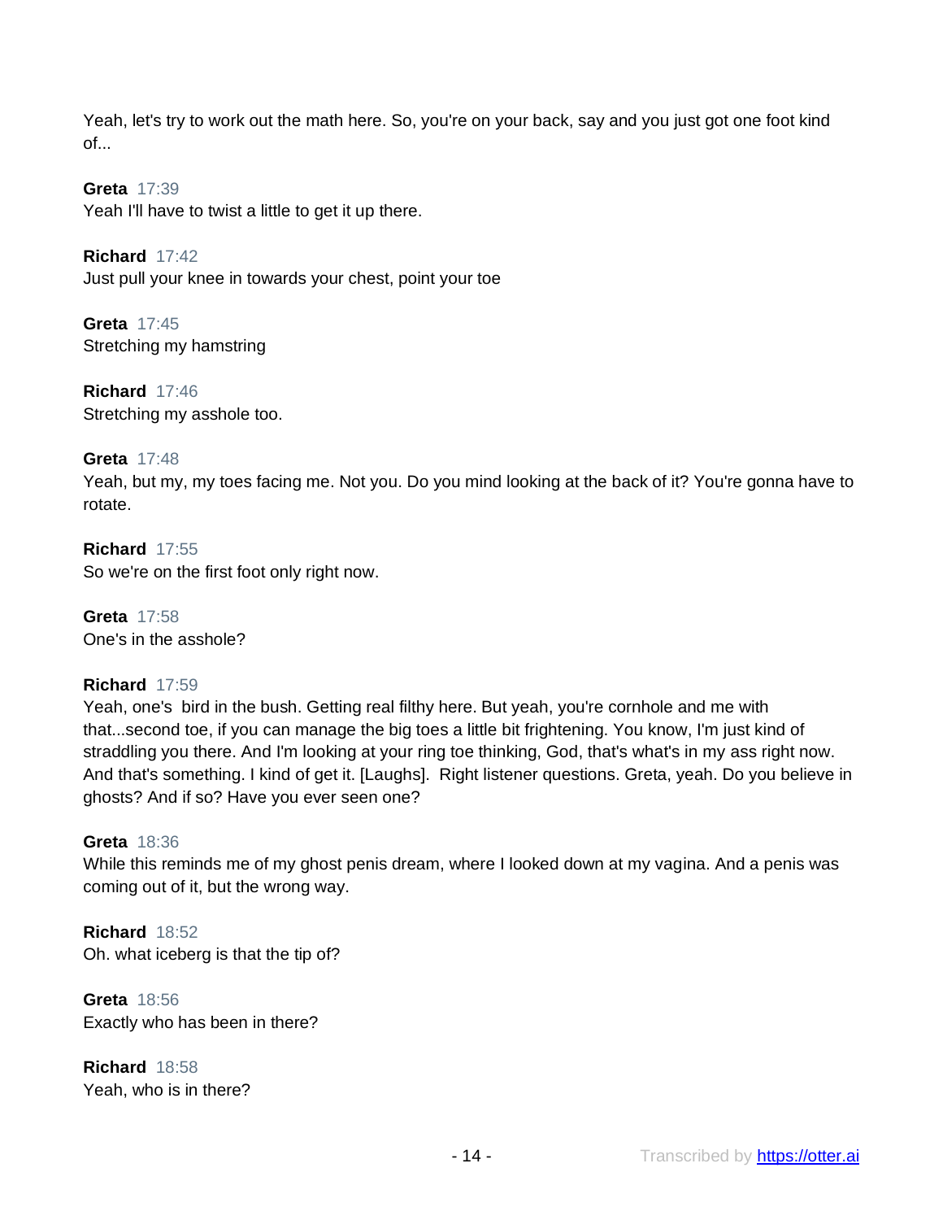Yeah, let's try to work out the math here. So, you're on your back, say and you just got one foot kind of...

**Greta** 17:39
Yeah I'll have to twist a little to get it up there.

**Richard** 17:42
Just pull your knee in towards your chest, point your toe

**Greta** 17:45
Stretching my hamstring

**Richard** 17:46
Stretching my asshole too.

**Greta** 17:48
Yeah, but my, my toes facing me. Not you. Do you mind looking at the back of it? You're gonna have to rotate.

**Richard** 17:55
So we're on the first foot only right now.

**Greta** 17:58
One's in the asshole?

**Richard** 17:59
Yeah, one's  bird in the bush. Getting real filthy here. But yeah, you're cornhole and me with that...second toe, if you can manage the big toes a little bit frightening. You know, I'm just kind of straddling you there. And I'm looking at your ring toe thinking, God, that's what's in my ass right now. And that's something. I kind of get it. [Laughs].  Right listener questions. Greta, yeah. Do you believe in ghosts? And if so? Have you ever seen one?

**Greta** 18:36
While this reminds me of my ghost penis dream, where I looked down at my vagina. And a penis was coming out of it, but the wrong way.

**Richard** 18:52
Oh. what iceberg is that the tip of?

**Greta** 18:56
Exactly who has been in there?

**Richard** 18:58
Yeah, who is in there?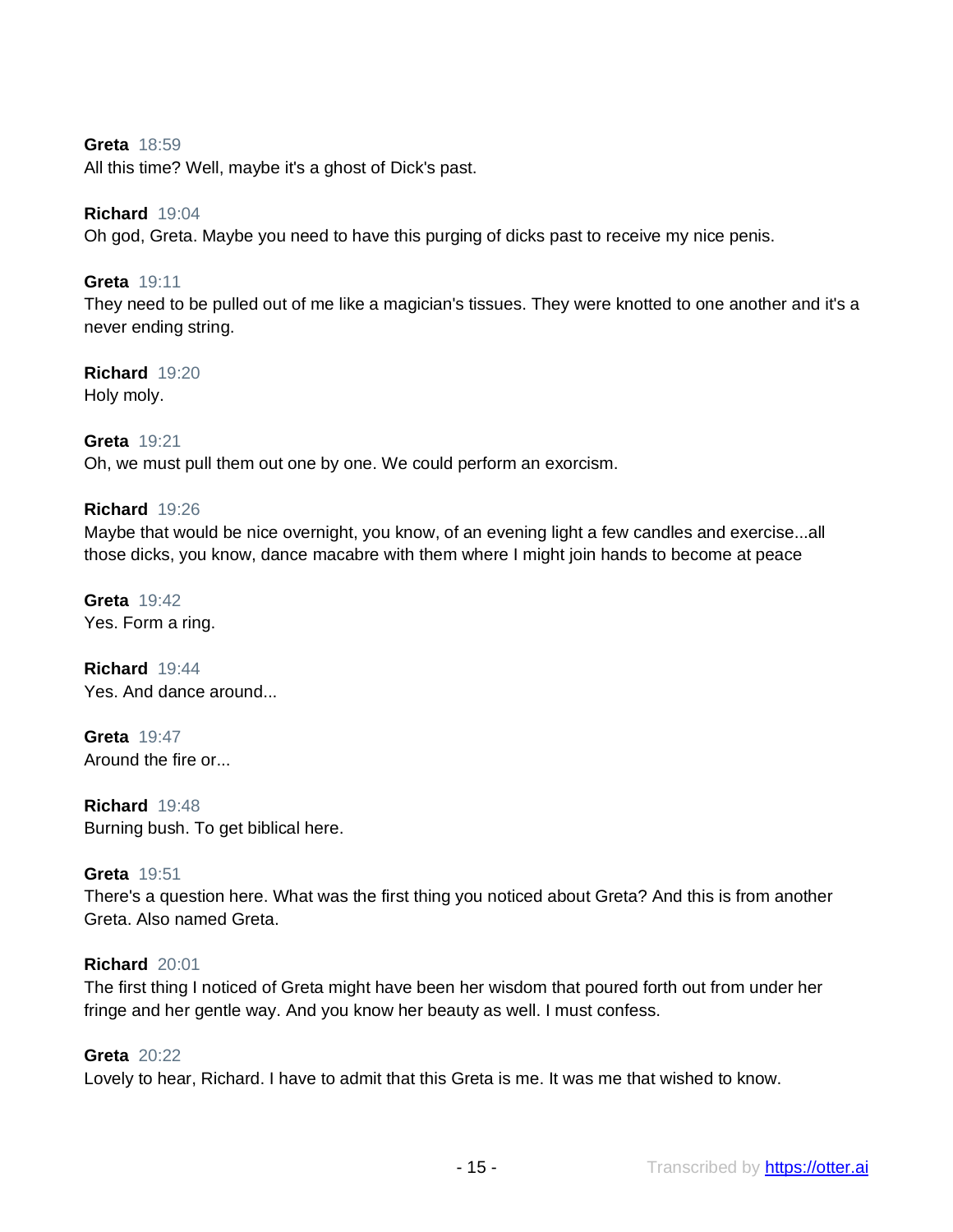**Greta** 18:59
All this time? Well, maybe it's a ghost of Dick's past.

**Richard** 19:04
Oh god, Greta. Maybe you need to have this purging of dicks past to receive my nice penis.

**Greta** 19:11
They need to be pulled out of me like a magician's tissues. They were knotted to one another and it's a never ending string.

**Richard** 19:20
Holy moly.

**Greta** 19:21
Oh, we must pull them out one by one. We could perform an exorcism.

**Richard** 19:26
Maybe that would be nice overnight, you know, of an evening light a few candles and exercise...all those dicks, you know, dance macabre with them where I might join hands to become at peace

**Greta** 19:42
Yes. Form a ring.

**Richard** 19:44
Yes. And dance around...

**Greta** 19:47
Around the fire or...

**Richard** 19:48
Burning bush. To get biblical here.

**Greta** 19:51
There's a question here. What was the first thing you noticed about Greta? And this is from another Greta. Also named Greta.

**Richard** 20:01
The first thing I noticed of Greta might have been her wisdom that poured forth out from under her fringe and her gentle way. And you know her beauty as well. I must confess.

**Greta** 20:22
Lovely to hear, Richard. I have to admit that this Greta is me. It was me that wished to know.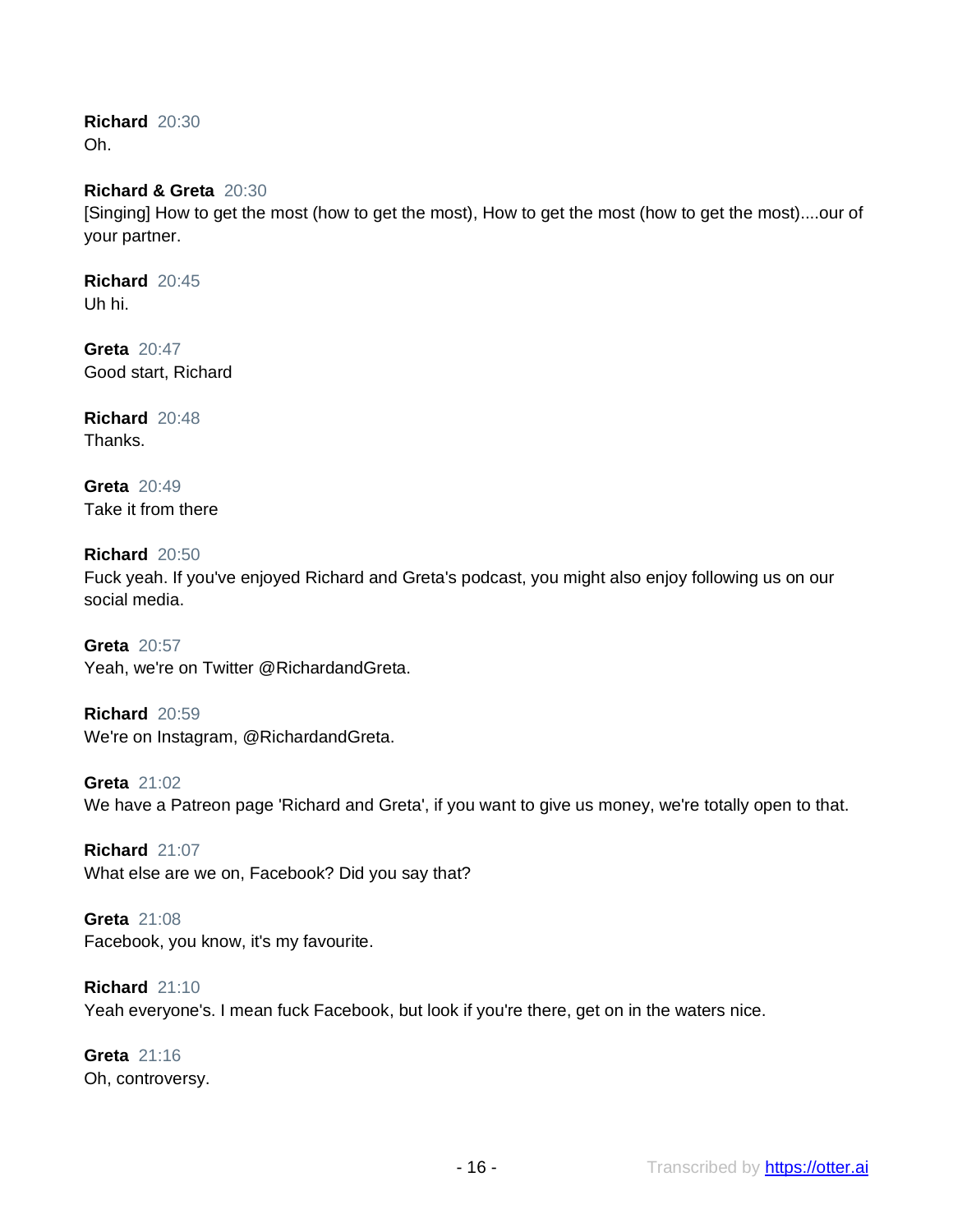**Richard** 20:30
Oh.

**Richard & Greta** 20:30
[Singing] How to get the most (how to get the most), How to get the most (how to get the most)....our of your partner.

**Richard** 20:45
Uh hi.

**Greta** 20:47
Good start, Richard

**Richard** 20:48
Thanks.

**Greta** 20:49
Take it from there

**Richard** 20:50
Fuck yeah. If you've enjoyed Richard and Greta's podcast, you might also enjoy following us on our social media.

**Greta** 20:57
Yeah, we're on Twitter @RichardandGreta.

**Richard** 20:59
We're on Instagram, @RichardandGreta.

**Greta** 21:02
We have a Patreon page 'Richard and Greta', if you want to give us money, we're totally open to that.

**Richard** 21:07
What else are we on, Facebook? Did you say that?

**Greta** 21:08
Facebook, you know, it's my favourite.

**Richard** 21:10
Yeah everyone's. I mean fuck Facebook, but look if you're there, get on in the waters nice.

**Greta** 21:16
Oh, controversy.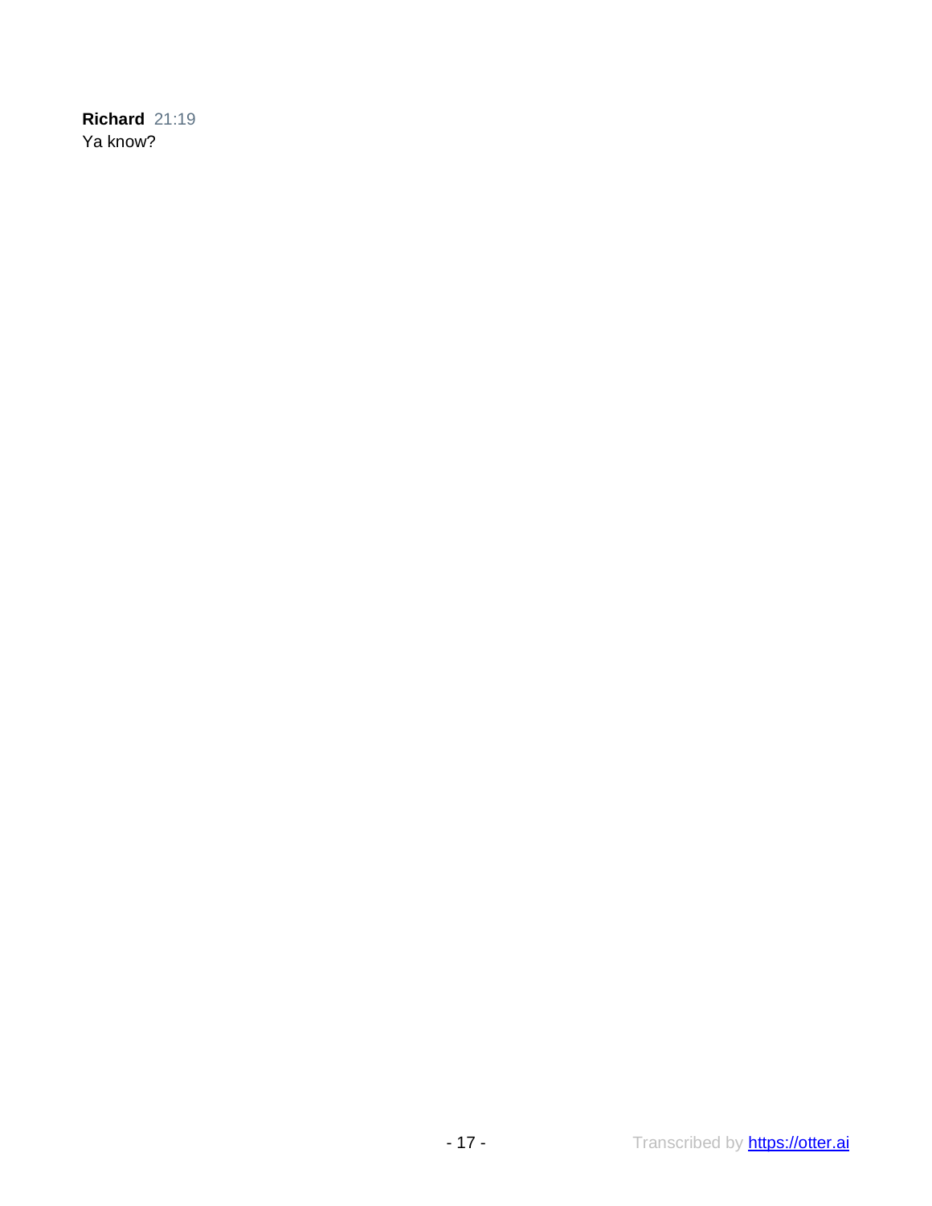**Richard** 21:19
Ya know?